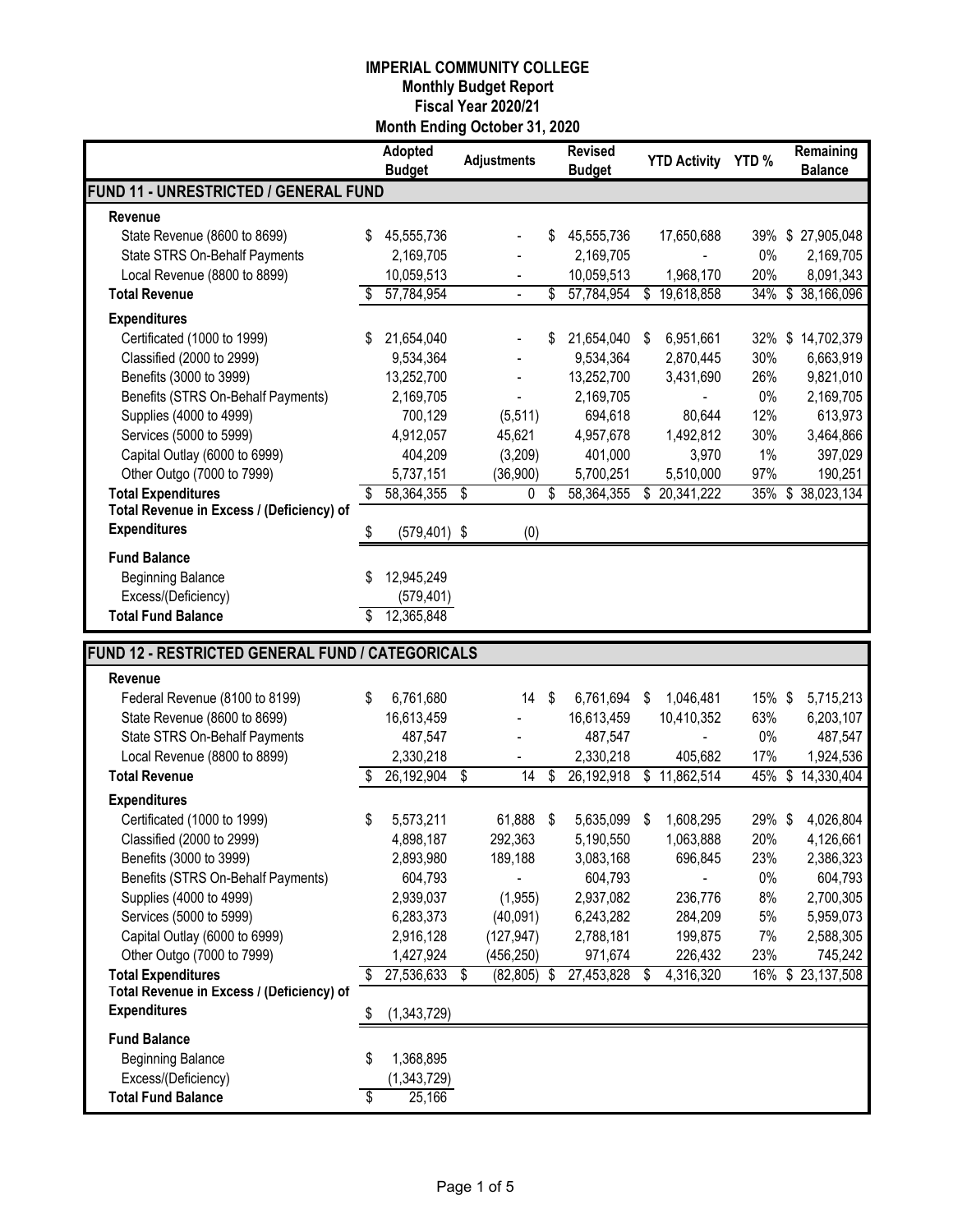# IMPERIAL COMMUNITY COLLEGE

## Monthly Budget Report

## Fiscal Year 2020/21

## Month Ending October 31, 2020

| | Adopted Budget | Adjustments | Revised Budget | YTD Activity | YTD % | Remaining Balance |
|---|---|---|---|---|---|---|
| **FUND 11 - UNRESTRICTED / GENERAL FUND** | | | | | | |
| **Revenue** | | | | | | |
| State Revenue (8600 to 8699) | $ 45,555,736 | - | $ 45,555,736 | 17,650,688 | 39% | $ 27,905,048 |
| State STRS On-Behalf Payments | 2,169,705 | - | 2,169,705 | - | 0% | 2,169,705 |
| Local Revenue (8800 to 8899) | 10,059,513 | - | 10,059,513 | 1,968,170 | 20% | 8,091,343 |
| **Total Revenue** | $ 57,784,954 | - | $ 57,784,954 | $ 19,618,858 | 34% | $ 38,166,096 |
| **Expenditures** | | | | | | |
| Certificated (1000 to 1999) | $ 21,654,040 | - | $ 21,654,040 | $ 6,951,661 | 32% | $ 14,702,379 |
| Classified (2000 to 2999) | 9,534,364 | - | 9,534,364 | 2,870,445 | 30% | 6,663,919 |
| Benefits (3000 to 3999) | 13,252,700 | - | 13,252,700 | 3,431,690 | 26% | 9,821,010 |
| Benefits (STRS On-Behalf Payments) | 2,169,705 | - | 2,169,705 | - | 0% | 2,169,705 |
| Supplies (4000 to 4999) | 700,129 | (5,511) | 694,618 | 80,644 | 12% | 613,973 |
| Services (5000 to 5999) | 4,912,057 | 45,621 | 4,957,678 | 1,492,812 | 30% | 3,464,866 |
| Capital Outlay (6000 to 6999) | 404,209 | (3,209) | 401,000 | 3,970 | 1% | 397,029 |
| Other Outgo (7000 to 7999) | 5,737,151 | (36,900) | 5,700,251 | 5,510,000 | 97% | 190,251 |
| **Total Expenditures** | $ 58,364,355 | $ 0 | $ 58,364,355 | $ 20,341,222 | 35% | $ 38,023,134 |
| **Total Revenue in Excess / (Deficiency) of Expenditures** | $ (579,401) | $ (0) | | | | |
| **Fund Balance** | | | | | | |
| Beginning Balance | $ 12,945,249 | | | | | |
| Excess/(Deficiency) | (579,401) | | | | | |
| **Total Fund Balance** | $ 12,365,848 | | | | | |

| | Adopted Budget | Adjustments | Revised Budget | YTD Activity | YTD % | Remaining Balance |
|---|---|---|---|---|---|---|
| **FUND 12 - RESTRICTED GENERAL FUND / CATEGORICALS** | | | | | | |
| **Revenue** | | | | | | |
| Federal Revenue (8100 to 8199) | $ 6,761,680 | 14 | $ 6,761,694 | $ 1,046,481 | 15% | $ 5,715,213 |
| State Revenue (8600 to 8699) | 16,613,459 | - | 16,613,459 | 10,410,352 | 63% | 6,203,107 |
| State STRS On-Behalf Payments | 487,547 | - | 487,547 | - | 0% | 487,547 |
| Local Revenue (8800 to 8899) | 2,330,218 | - | 2,330,218 | 405,682 | 17% | 1,924,536 |
| **Total Revenue** | $ 26,192,904 | $ 14 | $ 26,192,918 | $ 11,862,514 | 45% | $ 14,330,404 |
| **Expenditures** | | | | | | |
| Certificated (1000 to 1999) | $ 5,573,211 | 61,888 | $ 5,635,099 | $ 1,608,295 | 29% | $ 4,026,804 |
| Classified (2000 to 2999) | 4,898,187 | 292,363 | 5,190,550 | 1,063,888 | 20% | 4,126,661 |
| Benefits (3000 to 3999) | 2,893,980 | 189,188 | 3,083,168 | 696,845 | 23% | 2,386,323 |
| Benefits (STRS On-Behalf Payments) | 604,793 | - | 604,793 | - | 0% | 604,793 |
| Supplies (4000 to 4999) | 2,939,037 | (1,955) | 2,937,082 | 236,776 | 8% | 2,700,305 |
| Services (5000 to 5999) | 6,283,373 | (40,091) | 6,243,282 | 284,209 | 5% | 5,959,073 |
| Capital Outlay (6000 to 6999) | 2,916,128 | (127,947) | 2,788,181 | 199,875 | 7% | 2,588,305 |
| Other Outgo (7000 to 7999) | 1,427,924 | (456,250) | 971,674 | 226,432 | 23% | 745,242 |
| **Total Expenditures** | $ 27,536,633 | $ (82,805) | $ 27,453,828 | $ 4,316,320 | 16% | $ 23,137,508 |
| **Total Revenue in Excess / (Deficiency) of Expenditures** | $ (1,343,729) | | | | | |
| **Fund Balance** | | | | | | |
| Beginning Balance | $ 1,368,895 | | | | | |
| Excess/(Deficiency) | (1,343,729) | | | | | |
| **Total Fund Balance** | $ 25,166 | | | | | |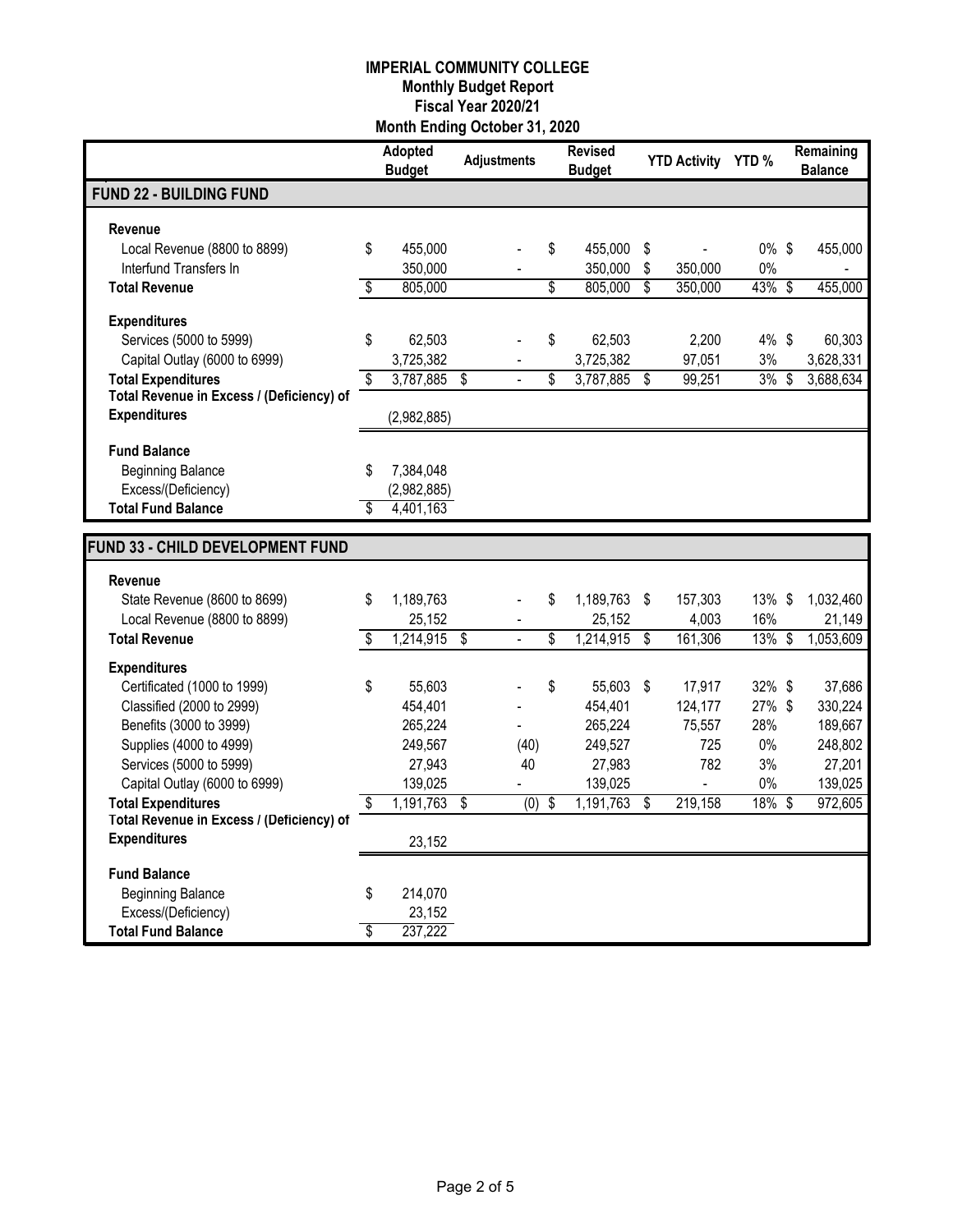# IMPERIAL COMMUNITY COLLEGE
## Monthly Budget Report
### Fiscal Year 2020/21
### Month Ending October 31, 2020

| | Adopted Budget | Adjustments | Revised Budget | YTD Activity | YTD % | Remaining Balance |
|---|---|---|---|---|---|---|
| **FUND 22 - BUILDING FUND** | | | | | | |
| **Revenue** | | | | | | |
| Local Revenue (8800 to 8899) | $ 455,000 | - | $ 455,000 | $ - | 0% | $ 455,000 |
| Interfund Transfers In | 350,000 | - | 350,000 | $ 350,000 | 0% | - |
| **Total Revenue** | $ 805,000 | | $ 805,000 | $ 350,000 | 43% | $ 455,000 |
| **Expenditures** | | | | | | |
| Services (5000 to 5999) | $ 62,503 | - | $ 62,503 | 2,200 | 4% | $ 60,303 |
| Capital Outlay (6000 to 6999) | 3,725,382 | - | 3,725,382 | 97,051 | 3% | 3,628,331 |
| **Total Expenditures** | $ 3,787,885 | $ - | $ 3,787,885 | $ 99,251 | 3% | $ 3,688,634 |
| **Total Revenue in Excess / (Deficiency) of Expenditures** | (2,982,885) | | | | | |
| **Fund Balance** | | | | | | |
| Beginning Balance | $ 7,384,048 | | | | | |
| Excess/(Deficiency) | (2,982,885) | | | | | |
| **Total Fund Balance** | $ 4,401,163 | | | | | |

| | Adopted Budget | Adjustments | Revised Budget | YTD Activity | YTD % | Remaining Balance |
|---|---|---|---|---|---|---|
| **FUND 33 - CHILD DEVELOPMENT FUND** | | | | | | |
| **Revenue** | | | | | | |
| State Revenue (8600 to 8699) | $ 1,189,763 | - | $ 1,189,763 | $ 157,303 | 13% | $ 1,032,460 |
| Local Revenue (8800 to 8899) | 25,152 | - | 25,152 | 4,003 | 16% | 21,149 |
| **Total Revenue** | $ 1,214,915 | $ - | $ 1,214,915 | $ 161,306 | 13% | $ 1,053,609 |
| **Expenditures** | | | | | | |
| Certificated (1000 to 1999) | $ 55,603 | - | $ 55,603 | $ 17,917 | 32% | $ 37,686 |
| Classified (2000 to 2999) | 454,401 | - | 454,401 | 124,177 | 27% | $ 330,224 |
| Benefits (3000 to 3999) | 265,224 | - | 265,224 | 75,557 | 28% | 189,667 |
| Supplies (4000 to 4999) | 249,567 | (40) | 249,527 | 725 | 0% | 248,802 |
| Services (5000 to 5999) | 27,943 | 40 | 27,983 | 782 | 3% | 27,201 |
| Capital Outlay (6000 to 6999) | 139,025 | - | 139,025 | - | 0% | 139,025 |
| **Total Expenditures** | $ 1,191,763 | $ (0) | $ 1,191,763 | $ 219,158 | 18% | $ 972,605 |
| **Total Revenue in Excess / (Deficiency) of Expenditures** | 23,152 | | | | | |
| **Fund Balance** | | | | | | |
| Beginning Balance | $ 214,070 | | | | | |
| Excess/(Deficiency) | 23,152 | | | | | |
| **Total Fund Balance** | $ 237,222 | | | | | |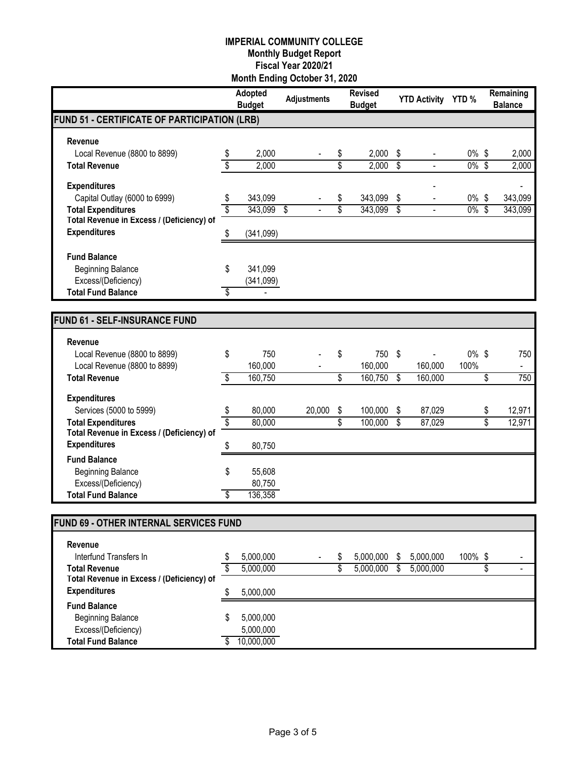**IMPERIAL COMMUNITY COLLEGE**
**Monthly Budget Report**
**Fiscal Year 2020/21**
**Month Ending October 31, 2020**

| | Adopted Budget | Adjustments | Revised Budget | YTD Activity | YTD % | Remaining Balance |
|---|---|---|---|---|---|---|
| **FUND 51 - CERTIFICATE OF PARTICIPATION (LRB)** | | | | | | |
| **Revenue** | | | | | | |
| Local Revenue (8800 to 8899) | $ 2,000 | - | $ 2,000 | $ - | 0% | $ 2,000 |
| **Total Revenue** | $ 2,000 | | $ 2,000 | $ - | 0% | $ 2,000 |
| **Expenditures** | | | | - | | - |
| Capital Outlay (6000 to 6999) | $ 343,099 | - | $ 343,099 | $ - | 0% | $ 343,099 |
| **Total Expenditures** | $ 343,099 | $ - | $ 343,099 | $ - | 0% | $ 343,099 |
| **Total Revenue in Excess / (Deficiency) of Expenditures** | $ (341,099) | | | | | |
| **Fund Balance** | | | | | | |
| Beginning Balance | $ 341,099 | | | | | |
| Excess/(Deficiency) | (341,099) | | | | | |
| **Total Fund Balance** | $ - | | | | | |

| | Adopted Budget | Adjustments | Revised Budget | YTD Activity | YTD % | Remaining Balance |
|---|---|---|---|---|---|---|
| **FUND 61 - SELF-INSURANCE FUND** | | | | | | |
| **Revenue** | | | | | | |
| Local Revenue (8800 to 8899) | $ 750 | - | $ 750 | $ - | 0% | $ 750 |
| Local Revenue (8800 to 8899) | 160,000 | - | 160,000 | 160,000 | 100% | - |
| **Total Revenue** | $ 160,750 | | $ 160,750 | $ 160,000 | | $ 750 |
| **Expenditures** | | | | | | |
| Services (5000 to 5999) | $ 80,000 | 20,000 | $ 100,000 | $ 87,029 | | $ 12,971 |
| **Total Expenditures** | $ 80,000 | | $ 100,000 | $ 87,029 | | $ 12,971 |
| **Total Revenue in Excess / (Deficiency) of Expenditures** | $ 80,750 | | | | | |
| **Fund Balance** | | | | | | |
| Beginning Balance | $ 55,608 | | | | | |
| Excess/(Deficiency) | 80,750 | | | | | |
| **Total Fund Balance** | $ 136,358 | | | | | |

| | Adopted Budget | Adjustments | Revised Budget | YTD Activity | YTD % | Remaining Balance |
|---|---|---|---|---|---|---|
| **FUND 69 - OTHER INTERNAL SERVICES FUND** | | | | | | |
| **Revenue** | | | | | | |
| Interfund Transfers In | $ 5,000,000 | - | $ 5,000,000 | $ 5,000,000 | 100% | $ - |
| **Total Revenue** | $ 5,000,000 | | $ 5,000,000 | $ 5,000,000 | | $ - |
| **Total Revenue in Excess / (Deficiency) of Expenditures** | $ 5,000,000 | | | | | |
| **Fund Balance** | | | | | | |
| Beginning Balance | $ 5,000,000 | | | | | |
| Excess/(Deficiency) | 5,000,000 | | | | | |
| **Total Fund Balance** | $ 10,000,000 | | | | | |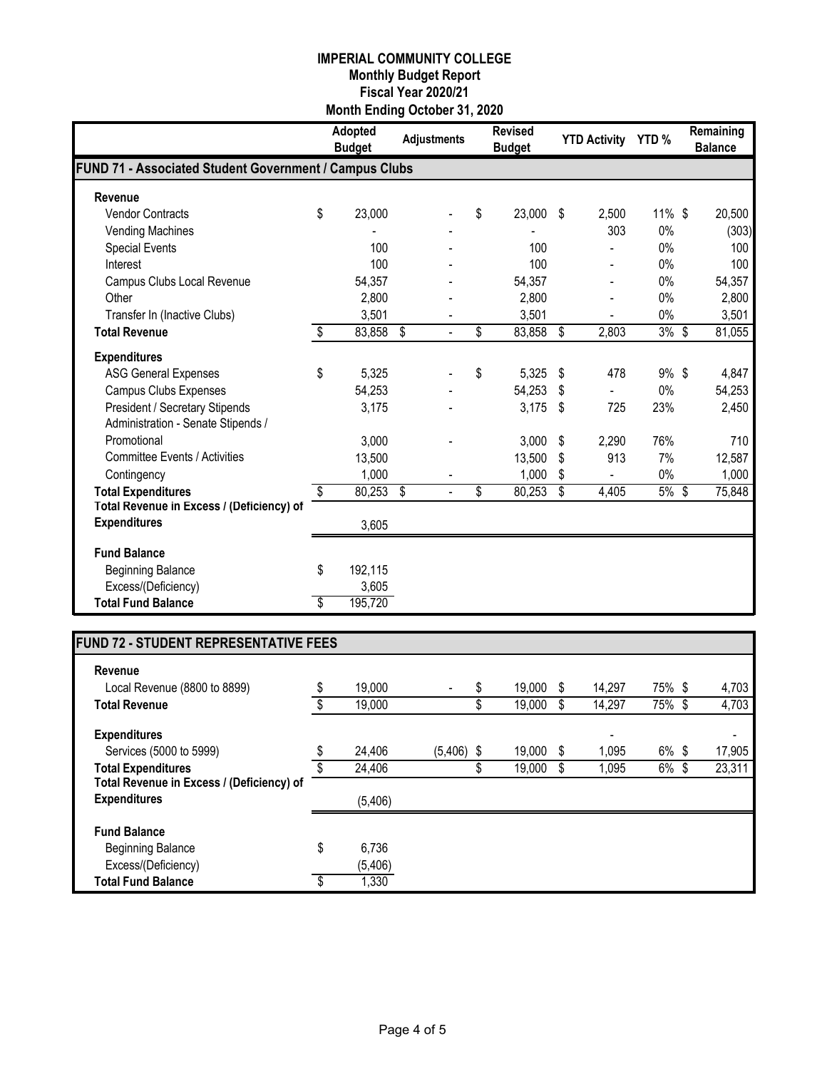**IMPERIAL COMMUNITY COLLEGE**
**Monthly Budget Report**
**Fiscal Year 2020/21**
**Month Ending October 31, 2020**

| | Adopted Budget | Adjustments | Revised Budget | YTD Activity | YTD % | Remaining Balance |
|---|---|---|---|---|---|---|
| **FUND 71 - Associated Student Government / Campus Clubs** | | | | | | |
| **Revenue** | | | | | | |
| Vendor Contracts | $ 23,000 | - | $ 23,000 | $ 2,500 | 11% | $ 20,500 |
| Vending Machines | - | - | - | 303 | 0% | (303) |
| Special Events | 100 | - | 100 | - | 0% | 100 |
| Interest | 100 | - | 100 | - | 0% | 100 |
| Campus Clubs Local Revenue | 54,357 | - | 54,357 | - | 0% | 54,357 |
| Other | 2,800 | - | 2,800 | - | 0% | 2,800 |
| Transfer In (Inactive Clubs) | 3,501 | - | 3,501 | - | 0% | 3,501 |
| **Total Revenue** | $ 83,858 | $ - | $ 83,858 | $ 2,803 | 3% | $ 81,055 |
| **Expenditures** | | | | | | |
| ASG General Expenses | $ 5,325 | - | $ 5,325 | $ 478 | 9% | $ 4,847 |
| Campus Clubs Expenses | 54,253 | - | 54,253 | $ - | 0% | 54,253 |
| President / Secretary Stipends | 3,175 | - | 3,175 | $ 725 | 23% | 2,450 |
| Administration - Senate Stipends / Promotional | 3,000 | - | 3,000 | $ 2,290 | 76% | 710 |
| Committee Events / Activities | 13,500 | - | 13,500 | $ 913 | 7% | 12,587 |
| Contingency | 1,000 | - | 1,000 | $ - | 0% | 1,000 |
| **Total Expenditures** | $ 80,253 | $ - | $ 80,253 | $ 4,405 | 5% | $ 75,848 |
| **Total Revenue in Excess / (Deficiency) of Expenditures** | 3,605 | | | | | |
| **Fund Balance** | | | | | | |
| Beginning Balance | $ 192,115 | | | | | |
| Excess/(Deficiency) | 3,605 | | | | | |
| **Total Fund Balance** | $ 195,720 | | | | | |

| | Adopted Budget | Adjustments | Revised Budget | YTD Activity | YTD % | Remaining Balance |
|---|---|---|---|---|---|---|
| **FUND 72 - STUDENT REPRESENTATIVE FEES** | | | | | | |
| **Revenue** | | | | | | |
| Local Revenue (8800 to 8899) | $ 19,000 | - | $ 19,000 | $ 14,297 | 75% | $ 4,703 |
| **Total Revenue** | $ 19,000 | | $ 19,000 | $ 14,297 | 75% | $ 4,703 |
| **Expenditures** | | | | - | | - |
| Services (5000 to 5999) | $ 24,406 | (5,406) | $ 19,000 | $ 1,095 | 6% | $ 17,905 |
| **Total Expenditures** | $ 24,406 | | $ 19,000 | $ 1,095 | 6% | $ 23,311 |
| **Total Revenue in Excess / (Deficiency) of Expenditures** | (5,406) | | | | | |
| **Fund Balance** | | | | | | |
| Beginning Balance | $ 6,736 | | | | | |
| Excess/(Deficiency) | (5,406) | | | | | |
| **Total Fund Balance** | $ 1,330 | | | | | |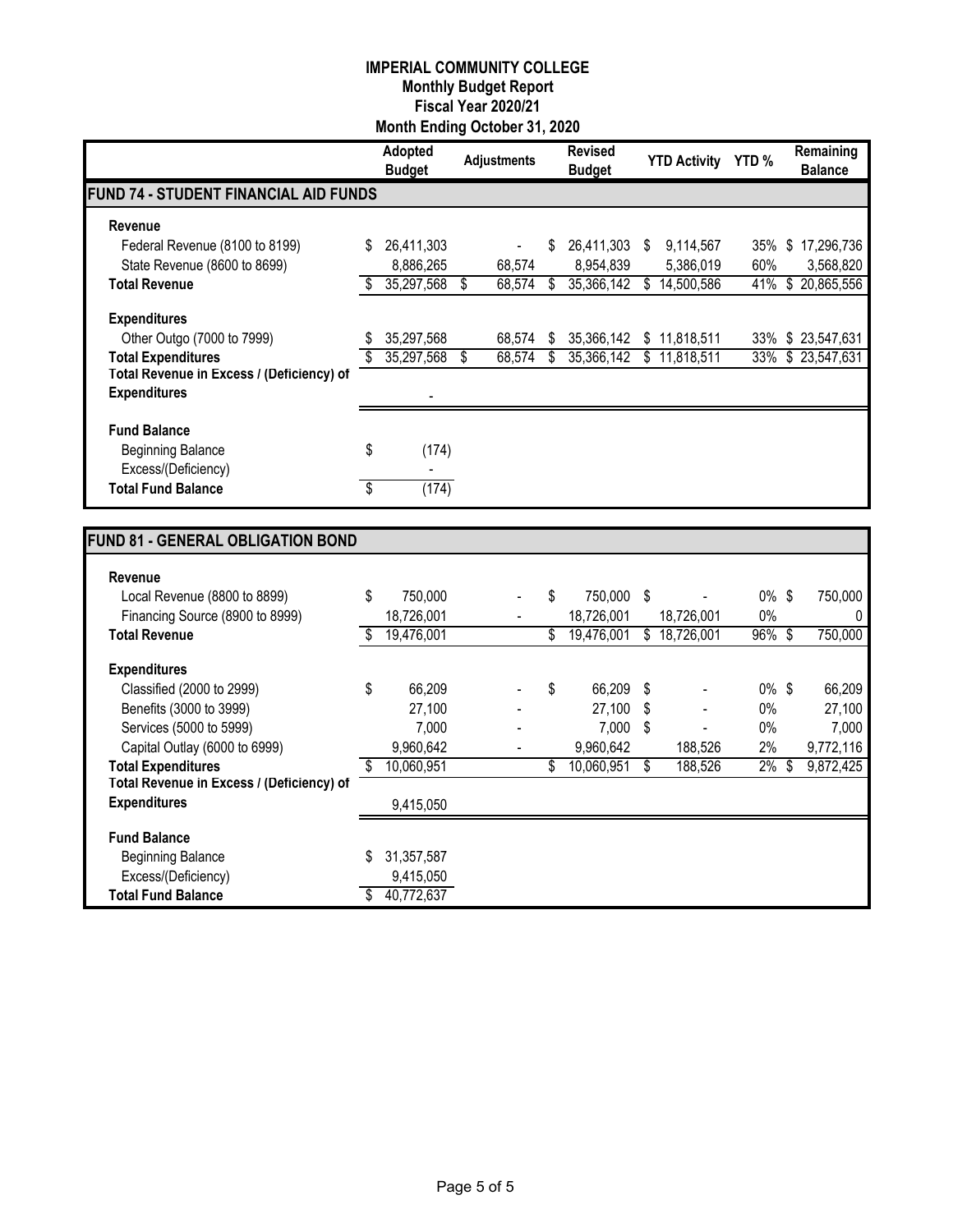# IMPERIAL COMMUNITY COLLEGE
## Monthly Budget Report
## Fiscal Year 2020/21
## Month Ending October 31, 2020

| | Adopted Budget | Adjustments | Revised Budget | YTD Activity | YTD % | Remaining Balance |
|---|---|---|---|---|---|---|
| **FUND 74 - STUDENT FINANCIAL AID FUNDS** | | | | | | |
| **Revenue** | | | | | | |
| Federal Revenue (8100 to 8199) | $ 26,411,303 | - | $ 26,411,303 | $ 9,114,567 | 35% | $ 17,296,736 |
| State Revenue (8600 to 8699) | 8,886,265 | 68,574 | 8,954,839 | 5,386,019 | 60% | 3,568,820 |
| **Total Revenue** | $ 35,297,568 | $ 68,574 | $ 35,366,142 | $ 14,500,586 | 41% | $ 20,865,556 |
| **Expenditures** | | | | | | |
| Other Outgo (7000 to 7999) | $ 35,297,568 | 68,574 | $ 35,366,142 | $ 11,818,511 | 33% | $ 23,547,631 |
| **Total Expenditures** | $ 35,297,568 | $ 68,574 | $ 35,366,142 | $ 11,818,511 | 33% | $ 23,547,631 |
| **Total Revenue in Excess / (Deficiency) of Expenditures** | - | | | | | |
| **Fund Balance** | | | | | | |
| Beginning Balance | $ (174) | | | | | |
| Excess/(Deficiency) | - | | | | | |
| **Total Fund Balance** | $ (174) | | | | | |

| | Adopted Budget | Adjustments | Revised Budget | YTD Activity | YTD % | Remaining Balance |
|---|---|---|---|---|---|---|
| **FUND 81 - GENERAL OBLIGATION BOND** | | | | | | |
| **Revenue** | | | | | | |
| Local Revenue (8800 to 8899) | $ 750,000 | - | $ 750,000 | $ - | 0% | $ 750,000 |
| Financing Source (8900 to 8999) | 18,726,001 | - | 18,726,001 | 18,726,001 | 0% | 0 |
| **Total Revenue** | $ 19,476,001 | | $ 19,476,001 | $ 18,726,001 | 96% | $ 750,000 |
| **Expenditures** | | | | | | |
| Classified (2000 to 2999) | $ 66,209 | - | $ 66,209 | $ - | 0% | $ 66,209 |
| Benefits (3000 to 3999) | 27,100 | - | 27,100 | $ - | 0% | 27,100 |
| Services (5000 to 5999) | 7,000 | - | 7,000 | $ - | 0% | 7,000 |
| Capital Outlay (6000 to 6999) | 9,960,642 | - | 9,960,642 | 188,526 | 2% | 9,772,116 |
| **Total Expenditures** | $ 10,060,951 | | $ 10,060,951 | $ 188,526 | 2% | $ 9,872,425 |
| **Total Revenue in Excess / (Deficiency) of Expenditures** | 9,415,050 | | | | | |
| **Fund Balance** | | | | | | |
| Beginning Balance | $ 31,357,587 | | | | | |
| Excess/(Deficiency) | 9,415,050 | | | | | |
| **Total Fund Balance** | $ 40,772,637 | | | | | |